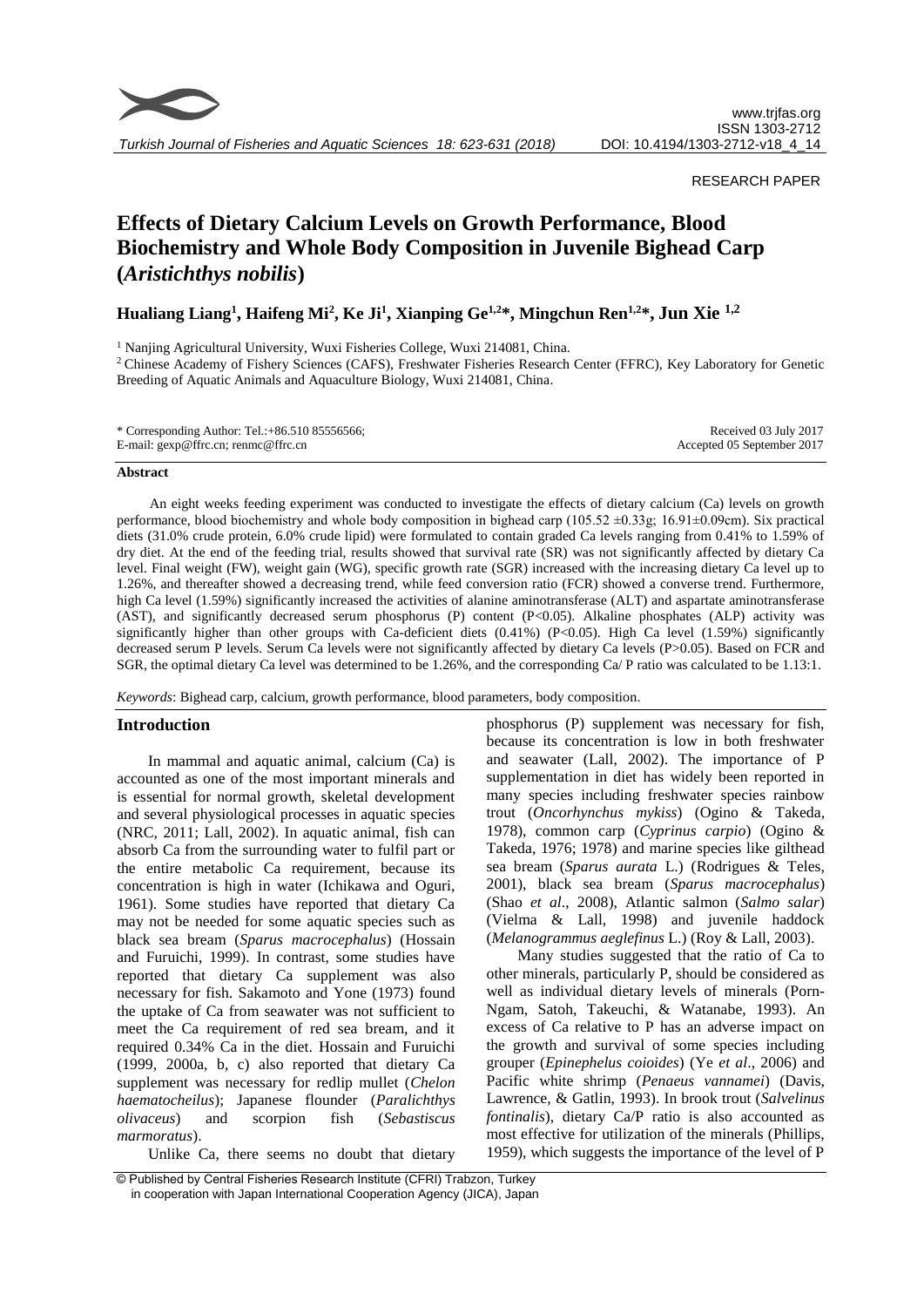RESEARCH PAPER

# Effects of Dietary Calcium Levels on Growth Performance, Blood Biochemistry and Whole Body Composition in Juvenile Bighead Carp (*Aristichthys nobilis*)

**Hualiang Liang[1], Haifeng Mi[2], Ke Ji[1], Xianping Ge[1,2]\*, Mingchun Ren[1,2]\*, Jun Xie [1,2]**

[1] Nanjing Agricultural University, Wuxi Fisheries College, Wuxi 214081, China.

[2] Chinese Academy of Fishery Sciences (CAFS), Freshwater Fisheries Research Center (FFRC), Key Laboratory for Genetic Breeding of Aquatic Animals and Aquaculture Biology, Wuxi 214081, China.

\* Corresponding Author: Tel.:+86.510 85556566;
E-mail: gexp@ffrc.cn; renmc@ffrc.cn

Received 03 July 2017
Accepted 05 September 2017

### Abstract

An eight weeks feeding experiment was conducted to investigate the effects of dietary calcium (Ca) levels on growth performance, blood biochemistry and whole body composition in bighead carp (105.52 ±0.33g; 16.91±0.09cm). Six practical diets (31.0% crude protein, 6.0% crude lipid) were formulated to contain graded Ca levels ranging from 0.41% to 1.59% of dry diet. At the end of the feeding trial, results showed that survival rate (SR) was not significantly affected by dietary Ca level. Final weight (FW), weight gain (WG), specific growth rate (SGR) increased with the increasing dietary Ca level up to 1.26%, and thereafter showed a decreasing trend, while feed conversion ratio (FCR) showed a converse trend. Furthermore, high Ca level (1.59%) significantly increased the activities of alanine aminotransferase (ALT) and aspartate aminotransferase (AST), and significantly decreased serum phosphorus (P) content ($P<0.05$). Alkaline phosphates (ALP) activity was significantly higher than other groups with Ca-deficient diets (0.41%) ($P<0.05$). High Ca level (1.59%) significantly decreased serum P levels. Serum Ca levels were not significantly affected by dietary Ca levels ($P>0.05$). Based on FCR and SGR, the optimal dietary Ca level was determined to be 1.26%, and the corresponding Ca/ P ratio was calculated to be 1.13:1.

*Keywords*: Bighead carp, calcium, growth performance, blood parameters, body composition.

## Introduction

In mammal and aquatic animal, calcium (Ca) is accounted as one of the most important minerals and is essential for normal growth, skeletal development and several physiological processes in aquatic species (NRC, 2011; Lall, 2002). In aquatic animal, fish can absorb Ca from the surrounding water to fulfil part or the entire metabolic Ca requirement, because its concentration is high in water (Ichikawa and Oguri, 1961). Some studies have reported that dietary Ca may not be needed for some aquatic species such as black sea bream (*Sparus macrocephalus*) (Hossain and Furuichi, 1999). In contrast, some studies have reported that dietary Ca supplement was also necessary for fish. Sakamoto and Yone (1973) found the uptake of Ca from seawater was not sufficient to meet the Ca requirement of red sea bream, and it required 0.34% Ca in the diet. Hossain and Furuichi (1999, 2000a, b, c) also reported that dietary Ca supplement was necessary for redlip mullet (*Chelon haematocheilus*); Japanese flounder (*Paralichthys olivaceus*) and scorpion fish (*Sebastiscus marmoratus*).

Unlike Ca, there seems no doubt that dietary phosphorus (P) supplement was necessary for fish, because its concentration is low in both freshwater and seawater (Lall, 2002). The importance of P supplementation in diet has widely been reported in many species including freshwater species rainbow trout (*Oncorhynchus mykiss*) (Ogino & Takeda, 1978), common carp (*Cyprinus carpio*) (Ogino & Takeda, 1976; 1978) and marine species like gilthead sea bream (*Sparus aurata* L.) (Rodrigues & Teles, 2001), black sea bream (*Sparus macrocephalus*) (Shao *et al*., 2008), Atlantic salmon (*Salmo salar*) (Vielma & Lall, 1998) and juvenile haddock (*Melanogrammus aeglefinus* L.) (Roy & Lall, 2003).

Many studies suggested that the ratio of Ca to other minerals, particularly P, should be considered as well as individual dietary levels of minerals (Porn-Ngam, Satoh, Takeuchi, & Watanabe, 1993). An excess of Ca relative to P has an adverse impact on the growth and survival of some species including grouper (*Epinephelus coioides*) (Ye *et al*., 2006) and Pacific white shrimp (*Penaeus vannamei*) (Davis, Lawrence, & Gatlin, 1993). In brook trout (*Salvelinus fontinalis*), dietary Ca/P ratio is also accounted as most effective for utilization of the minerals (Phillips, 1959), which suggests the importance of the level of P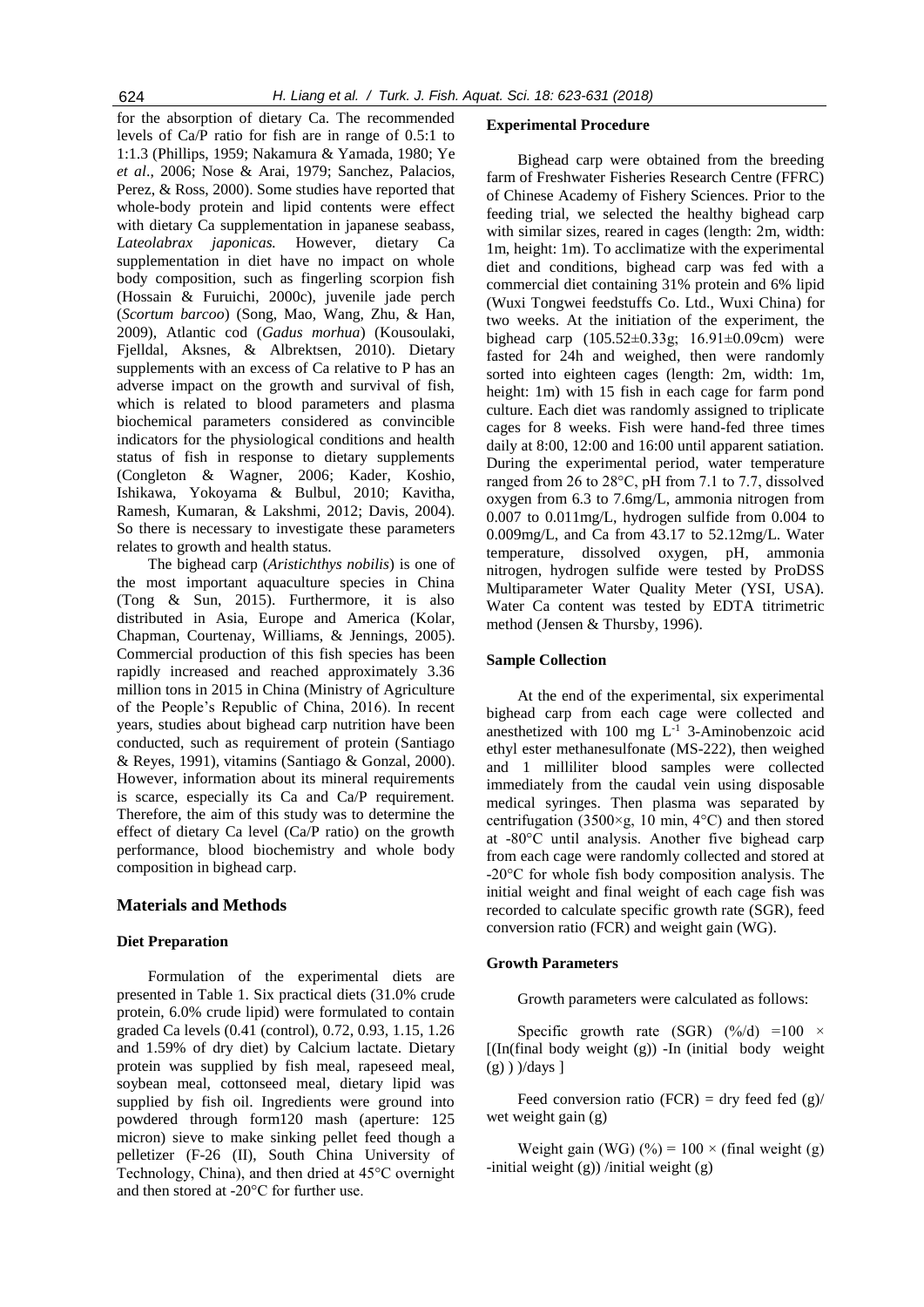for the absorption of dietary Ca. The recommended levels of Ca/P ratio for fish are in range of 0.5:1 to 1:1.3 (Phillips, 1959; Nakamura & Yamada, 1980; Ye *et al*., 2006; Nose & Arai, 1979; Sanchez, Palacios, Perez, & Ross, 2000). Some studies have reported that whole-body protein and lipid contents were effect with dietary Ca supplementation in japanese seabass, *Lateolabrax japonicas.* However, dietary Ca supplementation in diet have no impact on whole body composition, such as fingerling scorpion fish (Hossain & Furuichi, 2000c), juvenile jade perch (*Scortum barcoo*) (Song, Mao, Wang, Zhu, & Han, 2009), Atlantic cod (*Gadus morhua*) (Kousoulaki, Fjelldal, Aksnes, & Albrektsen, 2010). Dietary supplements with an excess of Ca relative to P has an adverse impact on the growth and survival of fish, which is related to blood parameters and plasma biochemical parameters considered as convincible indicators for the physiological conditions and health status of fish in response to dietary supplements (Congleton & Wagner, 2006; Kader, Koshio, Ishikawa, Yokoyama & Bulbul, 2010; Kavitha, Ramesh, Kumaran, & Lakshmi, 2012; Davis, 2004). So there is necessary to investigate these parameters relates to growth and health status.

The bighead carp (*Aristichthys nobilis*) is one of the most important aquaculture species in China (Tong & Sun, 2015). Furthermore, it is also distributed in Asia, Europe and America (Kolar, Chapman, Courtenay, Williams, & Jennings, 2005). Commercial production of this fish species has been rapidly increased and reached approximately 3.36 million tons in 2015 in China (Ministry of Agriculture of the People's Republic of China, 2016). In recent years, studies about bighead carp nutrition have been conducted, such as requirement of protein (Santiago & Reyes, 1991), vitamins (Santiago & Gonzal, 2000). However, information about its mineral requirements is scarce, especially its Ca and Ca/P requirement. Therefore, the aim of this study was to determine the effect of dietary Ca level (Ca/P ratio) on the growth performance, blood biochemistry and whole body composition in bighead carp.

## Materials and Methods

### Diet Preparation

Formulation of the experimental diets are presented in Table 1. Six practical diets (31.0% crude protein, 6.0% crude lipid) were formulated to contain graded Ca levels (0.41 (control), 0.72, 0.93, 1.15, 1.26 and 1.59% of dry diet) by Calcium lactate. Dietary protein was supplied by fish meal, rapeseed meal, soybean meal, cottonseed meal, dietary lipid was supplied by fish oil. Ingredients were ground into powdered through form120 mash (aperture: 125 micron) sieve to make sinking pellet feed though a pelletizer (F-26 (II), South China University of Technology, China), and then dried at 45°C overnight and then stored at -20°C for further use.

### Experimental Procedure

Bighead carp were obtained from the breeding farm of Freshwater Fisheries Research Centre (FFRC) of Chinese Academy of Fishery Sciences. Prior to the feeding trial, we selected the healthy bighead carp with similar sizes, reared in cages (length: 2m, width: 1m, height: 1m). To acclimatize with the experimental diet and conditions, bighead carp was fed with a commercial diet containing 31% protein and 6% lipid (Wuxi Tongwei feedstuffs Co. Ltd., Wuxi China) for two weeks. At the initiation of the experiment, the bighead carp (105.52±0.33g; 16.91±0.09cm) were fasted for 24h and weighed, then were randomly sorted into eighteen cages (length: 2m, width: 1m, height: 1m) with 15 fish in each cage for farm pond culture. Each diet was randomly assigned to triplicate cages for 8 weeks. Fish were hand-fed three times daily at 8:00, 12:00 and 16:00 until apparent satiation. During the experimental period, water temperature ranged from 26 to 28°C, pH from 7.1 to 7.7, dissolved oxygen from 6.3 to 7.6mg/L, ammonia nitrogen from 0.007 to 0.011mg/L, hydrogen sulfide from 0.004 to 0.009mg/L, and Ca from 43.17 to 52.12mg/L. Water temperature, dissolved oxygen, pH, ammonia nitrogen, hydrogen sulfide were tested by ProDSS Multiparameter Water Quality Meter (YSI, USA). Water Ca content was tested by EDTA titrimetric method (Jensen & Thursby, 1996).

### Sample Collection

At the end of the experimental, six experimental bighead carp from each cage were collected and anesthetized with 100 mg $L^{-1}$ 3-Aminobenzoic acid ethyl ester methanesulfonate (MS-222), then weighed and 1 milliliter blood samples were collected immediately from the caudal vein using disposable medical syringes. Then plasma was separated by centrifugation (3500×g, 10 min, 4°C) and then stored at -80°C until analysis. Another five bighead carp from each cage were randomly collected and stored at -20°C for whole fish body composition analysis. The initial weight and final weight of each cage fish was recorded to calculate specific growth rate (SGR), feed conversion ratio (FCR) and weight gain (WG).

### Growth Parameters

Growth parameters were calculated as follows:

Specific growth rate (SGR) (%/d) =100 × [(In(final body weight (g)) -In (initial body weight (g) ) )/days ]

Feed conversion ratio (FCR) = dry feed fed (g)/ wet weight gain (g)

Weight gain (WG) (%) = 100 × (final weight (g) -initial weight (g)) /initial weight (g)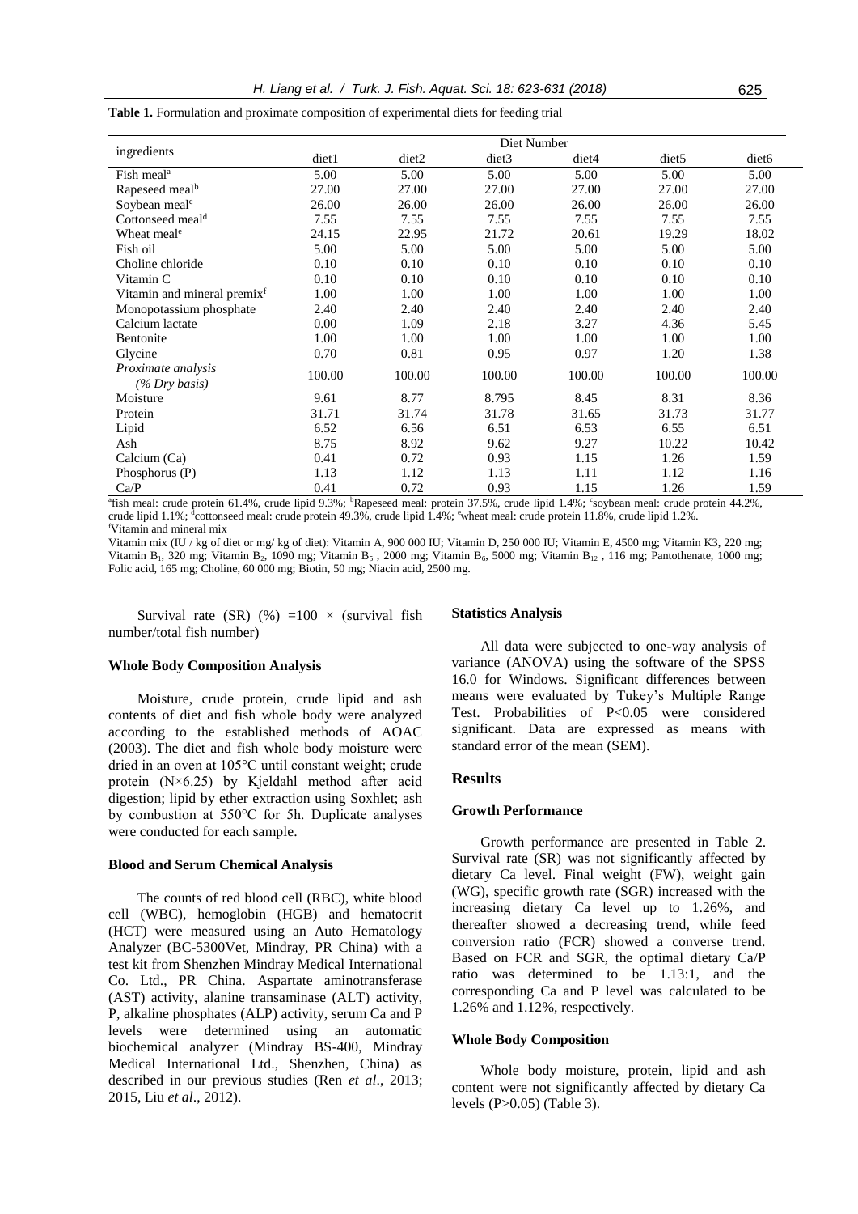**Table 1.** Formulation and proximate composition of experimental diets for feeding trial

| ingredients | Diet Number | | | | | |
|---|---|---|---|---|---|---|
| | diet1 | diet2 | diet3 | diet4 | diet5 | diet6 |
| Fish meal[a] | 5.00 | 5.00 | 5.00 | 5.00 | 5.00 | 5.00 |
| Rapeseed meal[b] | 27.00 | 27.00 | 27.00 | 27.00 | 27.00 | 27.00 |
| Soybean meal[c] | 26.00 | 26.00 | 26.00 | 26.00 | 26.00 | 26.00 |
| Cottonseed meal[d] | 7.55 | 7.55 | 7.55 | 7.55 | 7.55 | 7.55 |
| Wheat meal[e] | 24.15 | 22.95 | 21.72 | 20.61 | 19.29 | 18.02 |
| Fish oil | 5.00 | 5.00 | 5.00 | 5.00 | 5.00 | 5.00 |
| Choline chloride | 0.10 | 0.10 | 0.10 | 0.10 | 0.10 | 0.10 |
| Vitamin C | 0.10 | 0.10 | 0.10 | 0.10 | 0.10 | 0.10 |
| Vitamin and mineral premix[f] | 1.00 | 1.00 | 1.00 | 1.00 | 1.00 | 1.00 |
| Monopotassium phosphate | 2.40 | 2.40 | 2.40 | 2.40 | 2.40 | 2.40 |
| Calcium lactate | 0.00 | 1.09 | 2.18 | 3.27 | 4.36 | 5.45 |
| Bentonite | 1.00 | 1.00 | 1.00 | 1.00 | 1.00 | 1.00 |
| Glycine | 0.70 | 0.81 | 0.95 | 0.97 | 1.20 | 1.38 |
| *Proximate analysis (% Dry basis)* | 100.00 | 100.00 | 100.00 | 100.00 | 100.00 | 100.00 |
| Moisture | 9.61 | 8.77 | 8.795 | 8.45 | 8.31 | 8.36 |
| Protein | 31.71 | 31.74 | 31.78 | 31.65 | 31.73 | 31.77 |
| Lipid | 6.52 | 6.56 | 6.51 | 6.53 | 6.55 | 6.51 |
| Ash | 8.75 | 8.92 | 9.62 | 9.27 | 10.22 | 10.42 |
| Calcium (Ca) | 0.41 | 0.72 | 0.93 | 1.15 | 1.26 | 1.59 |
| Phosphorus (P) | 1.13 | 1.12 | 1.13 | 1.11 | 1.12 | 1.16 |
| Ca/P | 0.41 | 0.72 | 0.93 | 1.15 | 1.26 | 1.59 |

[a]fish meal: crude protein 61.4%, crude lipid 9.3%; [b]Rapeseed meal: protein 37.5%, crude lipid 1.4%; [c]soybean meal: crude protein 44.2%, crude lipid 1.1%; [d]cottonseed meal: crude protein 49.3%, crude lipid 1.4%; [e]wheat meal: crude protein 11.8%, crude lipid 1.2%.
[f]Vitamin and mineral mix

Vitamin mix (IU / kg of diet or mg/ kg of diet): Vitamin A, 900 000 IU; Vitamin D, 250 000 IU; Vitamin E, 4500 mg; Vitamin K3, 220 mg; Vitamin $B_1$, 320 mg; Vitamin $B_2$, 1090 mg; Vitamin $B_5$ , 2000 mg; Vitamin $B_6$, 5000 mg; Vitamin $B_{12}$ , 116 mg; Pantothenate, 1000 mg; Folic acid, 165 mg; Choline, 60 000 mg; Biotin, 50 mg; Niacin acid, 2500 mg.

Survival rate (SR) (%) $=100 \times$ (survival fish number/total fish number)

### Whole Body Composition Analysis

Moisture, crude protein, crude lipid and ash contents of diet and fish whole body were analyzed according to the established methods of AOAC (2003). The diet and fish whole body moisture were dried in an oven at 105°C until constant weight; crude protein (N×6.25) by Kjeldahl method after acid digestion; lipid by ether extraction using Soxhlet; ash by combustion at 550°C for 5h. Duplicate analyses were conducted for each sample.

### Blood and Serum Chemical Analysis

The counts of red blood cell (RBC), white blood cell (WBC), hemoglobin (HGB) and hematocrit (HCT) were measured using an Auto Hematology Analyzer (BC-5300Vet, Mindray, PR China) with a test kit from Shenzhen Mindray Medical International Co. Ltd., PR China. Aspartate aminotransferase (AST) activity, alanine transaminase (ALT) activity, P, alkaline phosphates (ALP) activity, serum Ca and P levels were determined using an automatic biochemical analyzer (Mindray BS-400, Mindray Medical International Ltd., Shenzhen, China) as described in our previous studies (Ren *et al*., 2013; 2015, Liu *et al*., 2012).

### Statistics Analysis

All data were subjected to one-way analysis of variance (ANOVA) using the software of the SPSS 16.0 for Windows. Significant differences between means were evaluated by Tukey's Multiple Range Test. Probabilities of $P<0.05$ were considered significant. Data are expressed as means with standard error of the mean (SEM).

## Results

### Growth Performance

Growth performance are presented in Table 2. Survival rate (SR) was not significantly affected by dietary Ca level. Final weight (FW), weight gain (WG), specific growth rate (SGR) increased with the increasing dietary Ca level up to 1.26%, and thereafter showed a decreasing trend, while feed conversion ratio (FCR) showed a converse trend. Based on FCR and SGR, the optimal dietary Ca/P ratio was determined to be 1.13:1, and the corresponding Ca and P level was calculated to be 1.26% and 1.12%, respectively.

### Whole Body Composition

Whole body moisture, protein, lipid and ash content were not significantly affected by dietary Ca levels ($P>0.05$) (Table 3).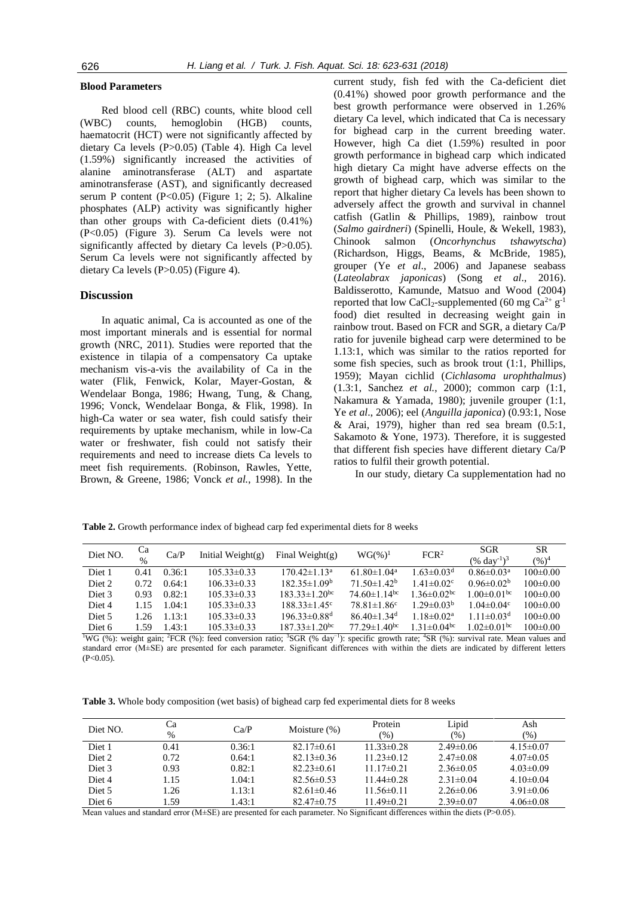### Blood Parameters

Red blood cell (RBC) counts, white blood cell (WBC) counts, hemoglobin (HGB) counts, haematocrit (HCT) were not significantly affected by dietary Ca levels (P>0.05) (Table 4). High Ca level (1.59%) significantly increased the activities of alanine aminotransferase (ALT) and aspartate aminotransferase (AST), and significantly decreased serum P content (P<0.05) (Figure 1; 2; 5). Alkaline phosphates (ALP) activity was significantly higher than other groups with Ca-deficient diets (0.41%) (P<0.05) (Figure 3). Serum Ca levels were not significantly affected by dietary Ca levels (P>0.05). Serum Ca levels were not significantly affected by dietary Ca levels (P>0.05) (Figure 4).

## Discussion

In aquatic animal, Ca is accounted as one of the most important minerals and is essential for normal growth (NRC, 2011). Studies were reported that the existence in tilapia of a compensatory Ca uptake mechanism vis-a-vis the availability of Ca in the water (Flik, Fenwick, Kolar, Mayer-Gostan, & Wendelaar Bonga, 1986; Hwang, Tung, & Chang, 1996; Vonck, Wendelaar Bonga, & Flik, 1998). In high-Ca water or sea water, fish could satisfy their requirements by uptake mechanism, while in low-Ca water or freshwater, fish could not satisfy their requirements and need to increase diets Ca levels to meet fish requirements. (Robinson, Rawles, Yette, Brown, & Greene, 1986; Vonck *et al.*, 1998). In the current study, fish fed with the Ca-deficient diet (0.41%) showed poor growth performance and the best growth performance were observed in 1.26% dietary Ca level, which indicated that Ca is necessary for bighead carp in the current breeding water. However, high Ca diet (1.59%) resulted in poor growth performance in bighead carp which indicated high dietary Ca might have adverse effects on the growth of bighead carp, which was similar to the report that higher dietary Ca levels has been shown to adversely affect the growth and survival in channel catfish (Gatlin & Phillips, 1989), rainbow trout (*Salmo gairdneri*) (Spinelli, Houle, & Wekell, 1983), Chinook salmon (*Oncorhynchus tshawytscha*) (Richardson, Higgs, Beams, & McBride, 1985), grouper (Ye *et al*., 2006) and Japanese seabass (*Lateolabrax japonicas*) (Song *et al*., 2016). Baldisserotto, Kamunde, Matsuo and Wood (2004) reported that low $CaCl_2$-supplemented (60 mg $Ca^{2+}$ $g^{-1}$ food) diet resulted in decreasing weight gain in rainbow trout. Based on FCR and SGR, a dietary Ca/P ratio for juvenile bighead carp were determined to be 1.13:1, which was similar to the ratios reported for some fish species, such as brook trout (1:1, Phillips, 1959); Mayan cichlid (*Cichlasoma urophthalmus*) (1.3:1, Sanchez *et al.*, 2000); common carp (1:1, Nakamura & Yamada, 1980); juvenile grouper (1:1, Ye *et al*., 2006); eel (*Anguilla japonica*) (0.93:1, Nose & Arai, 1979), higher than red sea bream (0.5:1, Sakamoto & Yone, 1973). Therefore, it is suggested that different fish species have different dietary Ca/P ratios to fulfil their growth potential.

In our study, dietary Ca supplementation had no

**Table 2.** Growth performance index of bighead carp fed experimental diets for 8 weeks

| Diet NO. | Ca % | Ca/P | Initial Weight(g) | Final Weight(g) | WG(%)[1] | FCR[2] | SGR (% $day^{-1}$)[3] | SR (%)[4] |
|---|---|---|---|---|---|---|---|---|
| Diet 1 | 0.41 | 0.36:1 | 105.33±0.33 | 170.42±1.13[a] | 61.80±1.04[a] | 1.63±0.03[d] | 0.86±0.03[a] | 100±0.00 |
| Diet 2 | 0.72 | 0.64:1 | 106.33±0.33 | 182.35±1.09[b] | 71.50±1.42[b] | 1.41±0.02[c] | 0.96±0.02[b] | 100±0.00 |
| Diet 3 | 0.93 | 0.82:1 | 105.33±0.33 | 183.33±1.20[bc] | 74.60±1.14[bc] | 1.36±0.02[bc] | 1.00±0.01[bc] | 100±0.00 |
| Diet 4 | 1.15 | 1.04:1 | 105.33±0.33 | 188.33±1.45[c] | 78.81±1.86[c] | 1.29±0.03[b] | 1.04±0.04[c] | 100±0.00 |
| Diet 5 | 1.26 | 1.13:1 | 105.33±0.33 | 196.33±0.88[d] | 86.40±1.34[d] | 1.18±0.02[a] | 1.11±0.03[d] | 100±0.00 |
| Diet 6 | 1.59 | 1.43:1 | 105.33±0.33 | 187.33±1.20[bc] | 77.29±1.40[bc] | 1.31±0.04[bc] | 1.02±0.01[bc] | 100±0.00 |

[1]WG (%): weight gain; [2]FCR (%): feed conversion ratio; [3]SGR (% $day^{-1}$): specific growth rate; [4]SR (%): survival rate. Mean values and standard error (M±SE) are presented for each parameter. Significant differences with within the diets are indicated by different letters (P<0.05).

**Table 3.** Whole body composition (wet basis) of bighead carp fed experimental diets for 8 weeks

| Diet NO. | Ca % | Ca/P | Moisture (%) | Protein (%) | Lipid (%) | Ash (%) |
|---|---|---|---|---|---|---|
| Diet 1 | 0.41 | 0.36:1 | 82.17±0.61 | 11.33±0.28 | 2.49±0.06 | 4.15±0.07 |
| Diet 2 | 0.72 | 0.64:1 | 82.13±0.36 | 11.23±0.12 | 2.47±0.08 | 4.07±0.05 |
| Diet 3 | 0.93 | 0.82:1 | 82.23±0.61 | 11.17±0.21 | 2.36±0.05 | 4.03±0.09 |
| Diet 4 | 1.15 | 1.04:1 | 82.56±0.53 | 11.44±0.28 | 2.31±0.04 | 4.10±0.04 |
| Diet 5 | 1.26 | 1.13:1 | 82.61±0.46 | 11.56±0.11 | 2.26±0.06 | 3.91±0.06 |
| Diet 6 | 1.59 | 1.43:1 | 82.47±0.75 | 11.49±0.21 | 2.39±0.07 | 4.06±0.08 |

Mean values and standard error (M±SE) are presented for each parameter. No Significant differences within the diets (P>0.05).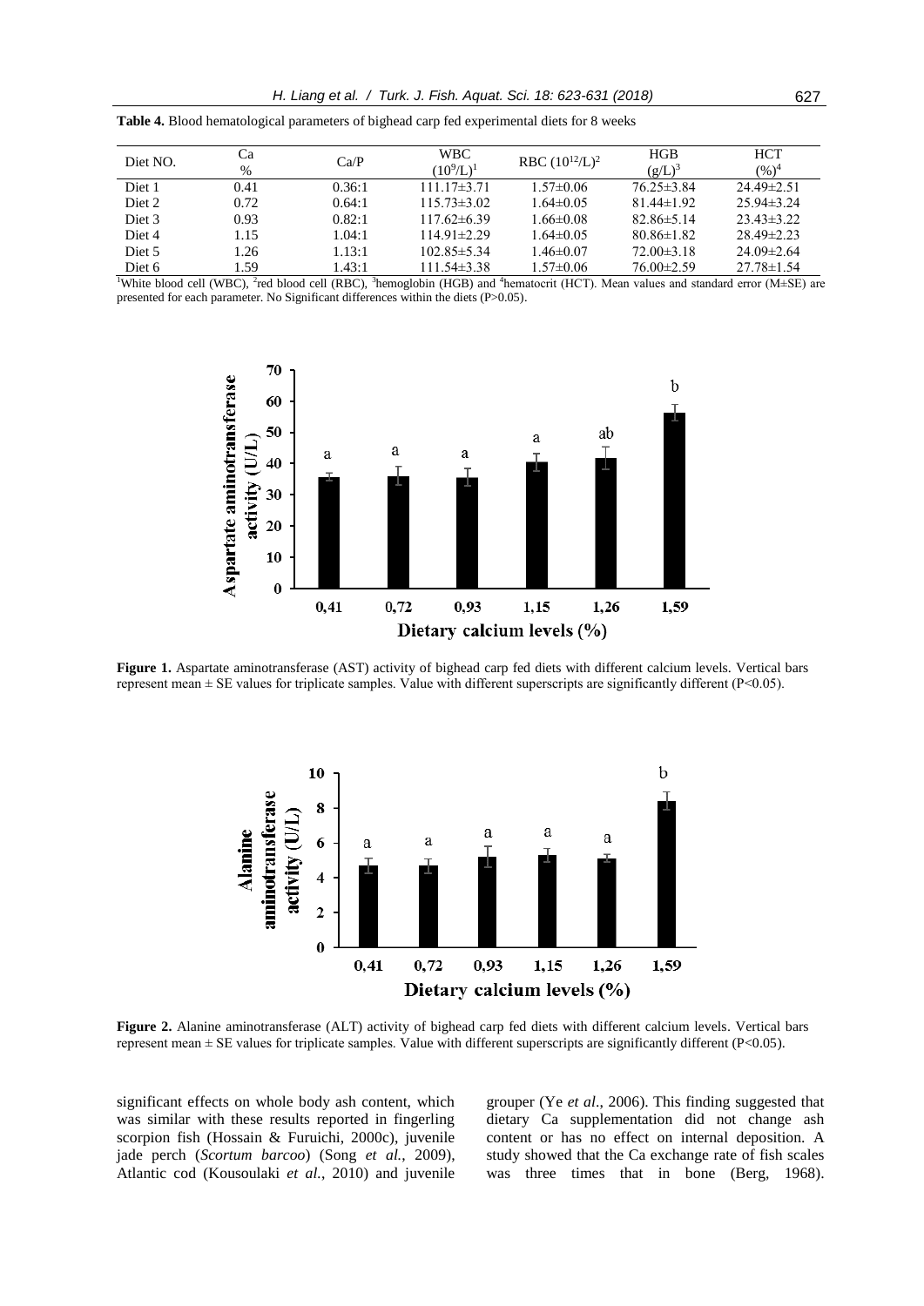**Table 4.** Blood hematological parameters of bighead carp fed experimental diets for 8 weeks

| Diet NO. | Ca % | Ca/P | WBC $(10^9/L)$[1] | RBC $(10^{12}/L)$[2] | HGB $(g/L)$[3] | HCT $(\%)$[4] |
|---|---|---|---|---|---|---|
| Diet 1 | 0.41 | 0.36:1 | 111.17±3.71 | 1.57±0.06 | 76.25±3.84 | 24.49±2.51 |
| Diet 2 | 0.72 | 0.64:1 | 115.73±3.02 | 1.64±0.05 | 81.44±1.92 | 25.94±3.24 |
| Diet 3 | 0.93 | 0.82:1 | 117.62±6.39 | 1.66±0.08 | 82.86±5.14 | 23.43±3.22 |
| Diet 4 | 1.15 | 1.04:1 | 114.91±2.29 | 1.64±0.05 | 80.86±1.82 | 28.49±2.23 |
| Diet 5 | 1.26 | 1.13:1 | 102.85±5.34 | 1.46±0.07 | 72.00±3.18 | 24.09±2.64 |
| Diet 6 | 1.59 | 1.43:1 | 111.54±3.38 | 1.57±0.06 | 76.00±2.59 | 27.78±1.54 |

[1]White blood cell (WBC), [2]red blood cell (RBC), [3]hemoglobin (HGB) and [4]hematocrit (HCT). Mean values and standard error (M±SE) are presented for each parameter. No Significant differences within the diets (P>0.05).

**Figure 1.** Aspartate aminotransferase (AST) activity of bighead carp fed diets with different calcium levels. Vertical bars represent mean ± SE values for triplicate samples. Value with different superscripts are significantly different (P<0.05).

**Figure 2.** Alanine aminotransferase (ALT) activity of bighead carp fed diets with different calcium levels. Vertical bars represent mean ± SE values for triplicate samples. Value with different superscripts are significantly different (P<0.05).

significant effects on whole body ash content, which was similar with these results reported in fingerling scorpion fish (Hossain & Furuichi, 2000c), juvenile jade perch (*Scortum barcoo*) (Song *et al.*, 2009), Atlantic cod (Kousoulaki *et al.*, 2010) and juvenile grouper (Ye *et al*., 2006). This finding suggested that dietary Ca supplementation did not change ash content or has no effect on internal deposition. A study showed that the Ca exchange rate of fish scales was three times that in bone (Berg, 1968).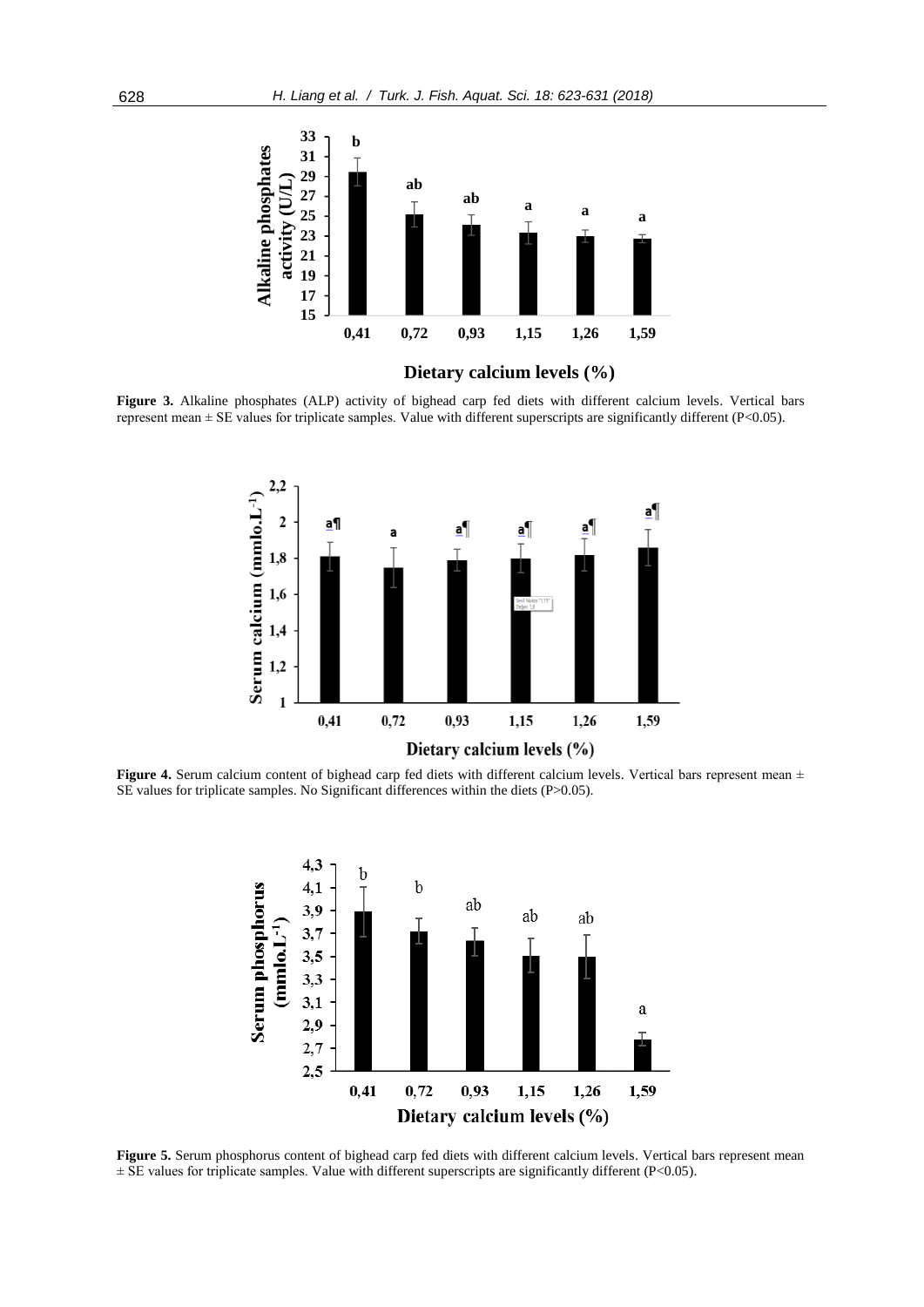**Figure 3.** Alkaline phosphates (ALP) activity of bighead carp fed diets with different calcium levels. Vertical bars represent mean ± SE values for triplicate samples. Value with different superscripts are significantly different (P<0.05).

**Figure 4.** Serum calcium content of bighead carp fed diets with different calcium levels. Vertical bars represent mean ± SE values for triplicate samples. No Significant differences within the diets (P>0.05).

**Figure 5.** Serum phosphorus content of bighead carp fed diets with different calcium levels. Vertical bars represent mean ± SE values for triplicate samples. Value with different superscripts are significantly different (P<0.05).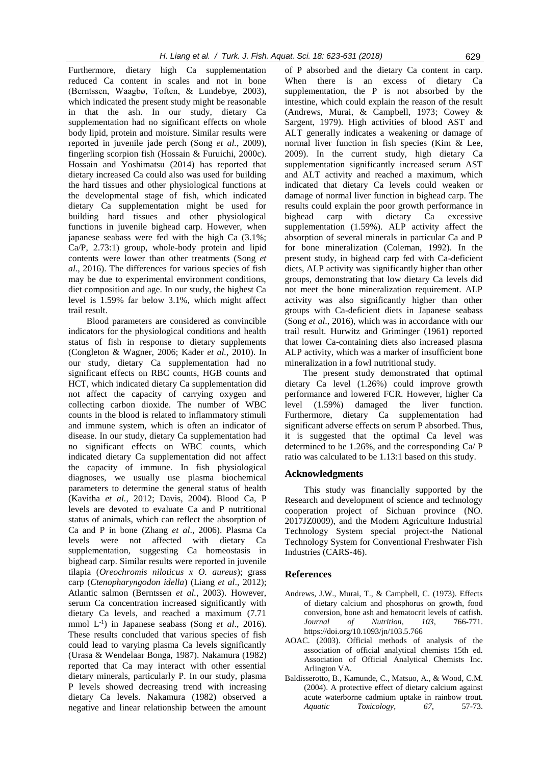Furthermore, dietary high Ca supplementation reduced Ca content in scales and not in bone (Berntssen, Waagbø, Toften, & Lundebye, 2003), which indicated the present study might be reasonable in that the ash. In our study, dietary Ca supplementation had no significant effects on whole body lipid, protein and moisture. Similar results were reported in juvenile jade perch (Song *et al.*, 2009), fingerling scorpion fish (Hossain & Furuichi, 2000c). Hossain and Yoshimatsu (2014) has reported that dietary increased Ca could also was used for building the hard tissues and other physiological functions at the developmental stage of fish, which indicated dietary Ca supplementation might be used for building hard tissues and other physiological functions in juvenile bighead carp. However, when japanese seabass were fed with the high Ca (3.1%; Ca/P, 2.73:1) group, whole-body protein and lipid contents were lower than other treatments (Song *et al*., 2016). The differences for various species of fish may be due to experimental environment conditions, diet composition and age. In our study, the highest Ca level is 1.59% far below 3.1%, which might affect trail result.

Blood parameters are considered as convincible indicators for the physiological conditions and health status of fish in response to dietary supplements (Congleton & Wagner, 2006; Kader *et al.*, 2010). In our study, dietary Ca supplementation had no significant effects on RBC counts, HGB counts and HCT, which indicated dietary Ca supplementation did not affect the capacity of carrying oxygen and collecting carbon dioxide. The number of WBC counts in the blood is related to inflammatory stimuli and immune system, which is often an indicator of disease. In our study, dietary Ca supplementation had no significant effects on WBC counts, which indicated dietary Ca supplementation did not affect the capacity of immune. In fish physiological diagnoses, we usually use plasma biochemical parameters to determine the general status of health (Kavitha *et al.*, 2012; Davis, 2004). Blood Ca, P levels are devoted to evaluate Ca and P nutritional status of animals, which can reflect the absorption of Ca and P in bone (Zhang *et al*., 2006). Plasma Ca levels were not affected with dietary Ca supplementation, suggesting Ca homeostasis in bighead carp. Similar results were reported in juvenile tilapia (*Oreochromis niloticus x O. aureus*); grass carp (*Ctenopharyngodon idella*) (Liang *et al*., 2012); Atlantic salmon (Berntssen *et al.*, 2003). However, serum Ca concentration increased significantly with dietary Ca levels, and reached a maximum (7.71 mmol $L^{-1}$) in Japanese seabass (Song *et al*., 2016). These results concluded that various species of fish could lead to varying plasma Ca levels significantly (Urasa & Wendelaar Bonga, 1987). Nakamura (1982) reported that Ca may interact with other essential dietary minerals, particularly P. In our study, plasma P levels showed decreasing trend with increasing dietary Ca levels. Nakamura (1982) observed a negative and linear relationship between the amount of P absorbed and the dietary Ca content in carp. When there is an excess of dietary Ca supplementation, the P is not absorbed by the intestine, which could explain the reason of the result (Andrews, Murai, & Campbell, 1973; Cowey & Sargent, 1979). High activities of blood AST and ALT generally indicates a weakening or damage of normal liver function in fish species (Kim & Lee, 2009). In the current study, high dietary Ca supplementation significantly increased serum AST and ALT activity and reached a maximum, which indicated that dietary Ca levels could weaken or damage of normal liver function in bighead carp. The results could explain the poor growth performance in bighead carp with dietary Ca excessive supplementation (1.59%). ALP activity affect the absorption of several minerals in particular Ca and P for bone mineralization (Coleman, 1992). In the present study, in bighead carp fed with Ca-deficient diets, ALP activity was significantly higher than other groups, demonstrating that low dietary Ca levels did not meet the bone mineralization requirement. ALP activity was also significantly higher than other groups with Ca-deficient diets in Japanese seabass (Song *et al*., 2016), which was in accordance with our trail result. Hurwitz and Griminger (1961) reported that lower Ca-containing diets also increased plasma ALP activity, which was a marker of insufficient bone mineralization in a fowl nutritional study.

The present study demonstrated that optimal dietary Ca level (1.26%) could improve growth performance and lowered FCR. However, higher Ca level (1.59%) damaged the liver function. Furthermore, dietary Ca supplementation had significant adverse effects on serum P absorbed. Thus, it is suggested that the optimal Ca level was determined to be 1.26%, and the corresponding Ca/ P ratio was calculated to be 1.13:1 based on this study.

## Acknowledgments

This study was financially supported by the Research and development of science and technology cooperation project of Sichuan province (NO. 2017JZ0009), and the Modern Agriculture Industrial Technology System special project-the National Technology System for Conventional Freshwater Fish Industries (CARS-46).

## References

- Andrews, J.W., Murai, T., & Campbell, C. (1973). Effects of dietary calcium and phosphorus on growth, food conversion, bone ash and hematocrit levels of catfish. *Journal of Nutrition*, *103*, 766-771. https://doi.org/10.1093/jn/103.5.766
- AOAC. (2003). Official methods of analysis of the association of official analytical chemists 15th ed. Association of Official Analytical Chemists Inc. Arlington VA.
- Baldisserotto, B., Kamunde, C., Matsuo, A., & Wood, C.M. (2004). A protective effect of dietary calcium against acute waterborne cadmium uptake in rainbow trout. *Aquatic Toxicology*, *67*, 57-73.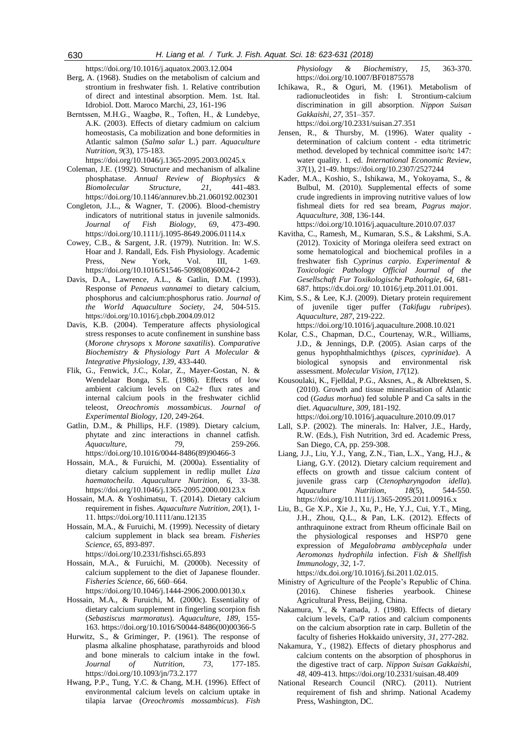https://doi.org/10.1016/j.aquatox.2003.12.004

Berg, A. (1968). Studies on the metabolism of calcium and strontium in freshwater fish. 1. Relative contribution of direct and intestinal absorption. Mem. 1st. Ital. Idrobiol. Dott. Maroco Marchi, *23*, 161-196

Berntssen, M.H.G., Waagbø, R., Toften, H., & Lundebye, A.K. (2003). Effects of dietary cadmium on calcium homeostasis, Ca mobilization and bone deformities in Atlantic salmon (*Salmo salar* L.) parr. *Aquaculture Nutrition*, *9*(3), 175-183. https://doi.org/10.1046/j.1365-2095.2003.00245.x

Coleman, J.E. (1992). Structure and mechanism of alkaline phosphatase. *Annual Review of Biophysics & Biomolecular Structure*, *21*, 441-483. https://doi.org/10.1146/annurev.bb.21.060192.002301

Congleton, J.L., & Wagner, T. (2006). Blood-chemistry indicators of nutritional status in juvenile salmonids. *Journal of Fish Biology*, 69, 473-490. https://doi.org/10.1111/j.1095-8649.2006.01114.x

Cowey, C.B., & Sargent, J.R. (1979). Nutrition. In: W.S. Hoar and J. Randall, Eds. Fish Physiology. Academic Press, New York, Vol. III, 1-69. https://doi.org/10.1016/S1546-5098(08)60024-2

Davis, D.A., Lawrence, A.L., & Gatlin, D.M. (1993). Response of *Penaeus vannamei* to dietary calcium, phosphorus and calcium:phosphorus ratio. *Journal of the World Aquaculture Society*, *24*, 504-515. https://doi.org/10.1016/j.cbpb.2004.09.012

Davis, K.B. (2004). Temperature affects physiological stress responses to acute confinement in sunshine bass (*Morone chrysops* x *Morone saxatilis*). *Comparative Biochemistry & Physiology Part A Molecular & Integrative Physiology*, *139*, 433-440.

Flik, G., Fenwick, J.C., Kolar, Z., Mayer-Gostan, N. & Wendelaar Bonga, S.E. (1986). Effects of low ambient calcium levels on Ca2+ flux rates and internal calcium pools in the freshwater cichlid teleost, *Oreochromis mossambicus*. *Journal of Experimental Biology*, *120*, 249-264.

Gatlin, D.M., & Phillips, H.F. (1989). Dietary calcium, phytate and zinc interactions in channel catfish. *Aquaculture*, *79*, 259-266. https://doi.org/10.1016/0044-8486(89)90466-3

Hossain, M.A., & Furuichi, M. (2000a). Essentiality of dietary calcium supplement in redlip mullet *Liza haematocheila*. *Aquaculture Nutrition*, *6*, 33-38. https://doi.org/10.1046/j.1365-2095.2000.00123.x

Hossain, M.A. & Yoshimatsu, T. (2014). Dietary calcium requirement in fishes. *Aquaculture Nutrition*, *20*(1), 1-11. https://doi.org/10.1111/anu.12135

Hossain, M.A., & Furuichi, M. (1999). Necessity of dietary calcium supplement in black sea bream. *Fisheries Science*, *65*, 893-897. https://doi.org/10.2331/fishsci.65.893

Hossain, M.A., & Furuichi, M. (2000b). Necessity of calcium supplement to the diet of Japanese flounder. *Fisheries Science*, *66*, 660–664. https://doi.org/10.1046/j.1444-2906.2000.00130.x

Hossain, M.A., & Furuichi, M. (2000c). Essentiality of dietary calcium supplement in fingerling scorpion fish (*Sebastiscus marmoratus*). *Aquaculture*, *189*, 155-163. https://doi.org/10.1016/S0044-8486(00)00366-5

Hurwitz, S., & Griminger, P. (1961). The response of plasma alkaline phosphatase, parathyroids and blood and bone minerals to calcium intake in the fowl. *Journal of Nutrition*, *73*, 177-185. https://doi.org/10.1093/jn/73.2.177

Hwang, P.P., Tung, Y.C. & Chang, M.H. (1996). Effect of environmental calcium levels on calcium uptake in tilapia larvae (*Oreochromis mossambicus*). *Fish Physiology & Biochemistry*, *15*, 363-370. https://doi.org/10.1007/BF01875578

Ichikawa, R., & Oguri, M. (1961). Metabolism of radionucleotides in fish: I. Strontium-calcium discrimination in gill absorption. *Nippon Suisan Gakkaishi*, *27*, 351–357. https://doi.org/10.2331/suisan.27.351

Jensen, R., & Thursby, M. (1996). Water quality - determination of calcium content - edta titrimetric method. developed by technical committee iso/tc 147: water quality. 1. ed. *International Economic Review*, *37*(1), 21-49. https://doi.org/10.2307/2527244

Kader, M.A., Koshio, S., Ishikawa, M., Yokoyama, S., & Bulbul, M. (2010). Supplemental effects of some crude ingredients in improving nutritive values of low fishmeal diets for red sea bream, *Pagrus major*. *Aquaculture*, *308*, 136-144. https://doi.org/10.1016/j.aquaculture.2010.07.037

Kavitha, C., Ramesh, M., Kumaran, S.S., & Lakshmi, S.A. (2012). Toxicity of Moringa oleifera seed extract on some hematological and biochemical profiles in a freshwater fish *Cyprinus carpio*. *Experimental & Toxicologic Pathology Official Journal of the Gesellschaft Fur Toxikologische Pathologie*, *64*, 681-687. https://dx.doi.org/ 10.1016/j.etp.2011.01.001.

Kim, S.S., & Lee, K.J. (2009). Dietary protein requirement of juvenile tiger puffer (*Takifugu rubripes*). *Aquaculture*, *287*, 219-222. https://doi.org/10.1016/j.aquaculture.2008.10.021

Kolar, C.S., Chapman, D.C., Courtenay, W.R., Williams, J.D., & Jennings, D.P. (2005). Asian carps of the genus hypophthalmichthys (*pisces*, *cyprinidae*). A biological synopsis and environmental risk assessment. *Molecular Vision*, *17*(12).

Kousoulaki, K., Fjelldal, P.G., Aksnes, A., & Albrektsen, S. (2010). Growth and tissue mineralisation of Atlantic cod (*Gadus morhua*) fed soluble P and Ca salts in the diet. *Aquaculture*, *309*, 181-192. https://doi.org/10.1016/j.aquaculture.2010.09.017

Lall, S.P. (2002). The minerals. In: Halver, J.E., Hardy, R.W. (Eds.), Fish Nutrition, 3rd ed. Academic Press, San Diego, CA, pp. 259-308.

Liang, J.J., Liu, Y.J., Yang, Z.N., Tian, L.X., Yang, H.J., & Liang, G.Y. (2012). Dietary calcium requirement and effects on growth and tissue calcium content of juvenile grass carp (*Ctenopharyngodon idella*). *Aquaculture Nutrition*, *18*(5), 544-550. https://doi.org/10.1111/j.1365-2095.2011.00916.x

Liu, B., Ge X.P., Xie J., Xu, P., He, Y.J., Cui, Y.T., Ming, J.H., Zhou, Q.L., & Pan, L.K. (2012). Effects of anthraquinone extract from Rheum officinale Bail on the physiological responses and HSP70 gene expression of *Megalobrama amblycephala* under *Aeromonas hydrophila* infection. *Fish & Shellfish Immunology*, *32*, 1-7. https://dx.doi.org/10.1016/j.fsi.2011.02.015.

Ministry of Agriculture of the People's Republic of China. (2016). Chinese fisheries yearbook. Chinese Agricultural Press, Beijing, China.

Nakamura, Y., & Yamada, J. (1980). Effects of dietary calcium levels, Ca/P ratios and calcium components on the calcium absorption rate in carp. Bulletin of the faculty of fisheries Hokkaido university, *31*, 277-282.

Nakamura, Y., (1982). Effects of dietary phosphorus and calcium contents on the absorption of phosphorus in the digestive tract of carp. *Nippon Suisan Gakkaishi*, *48*, 409-413. https://doi.org/10.2331/suisan.48.409

National Research Council (NRC). (2011). Nutrient requirement of fish and shrimp. National Academy Press, Washington, DC.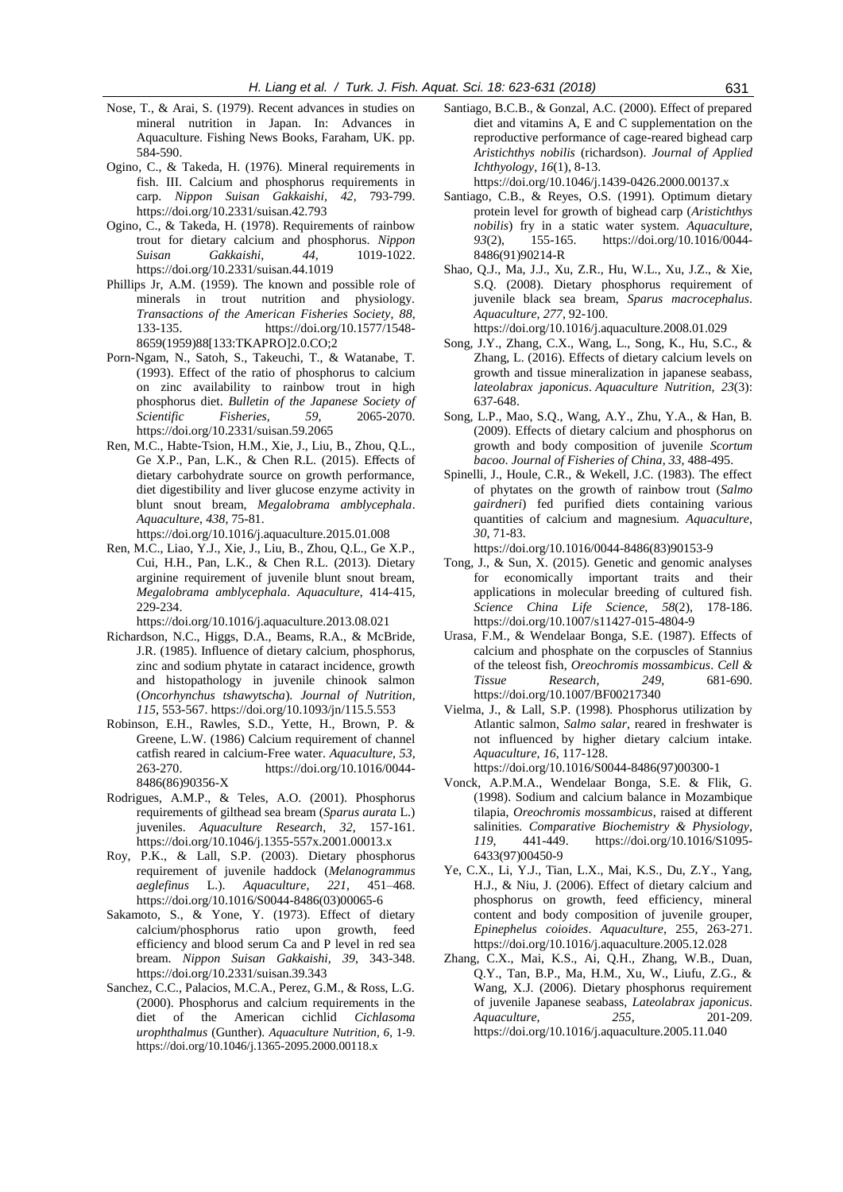Nose, T., & Arai, S. (1979). Recent advances in studies on mineral nutrition in Japan. In: Advances in Aquaculture. Fishing News Books, Faraham, UK. pp. 584-590.

Ogino, C., & Takeda, H. (1976). Mineral requirements in fish. III. Calcium and phosphorus requirements in carp. *Nippon Suisan Gakkaishi*, *42*, 793-799. https://doi.org/10.2331/suisan.42.793

Ogino, C., & Takeda, H. (1978). Requirements of rainbow trout for dietary calcium and phosphorus. *Nippon Suisan Gakkaishi*, *44*, 1019-1022. https://doi.org/10.2331/suisan.44.1019

Phillips Jr, A.M. (1959). The known and possible role of minerals in trout nutrition and physiology. *Transactions of the American Fisheries Society*, *88*, 133-135. https://doi.org/10.1577/1548-8659(1959)88[133:TKAPRO]2.0.CO;2

Porn-Ngam, N., Satoh, S., Takeuchi, T., & Watanabe, T. (1993). Effect of the ratio of phosphorus to calcium on zinc availability to rainbow trout in high phosphorus diet. *Bulletin of the Japanese Society of Scientific Fisheries, 59*, 2065-2070. https://doi.org/10.2331/suisan.59.2065

Ren, M.C., Habte-Tsion, H.M., Xie, J., Liu, B., Zhou, Q.L., Ge X.P., Pan, L.K., & Chen R.L. (2015). Effects of dietary carbohydrate source on growth performance, diet digestibility and liver glucose enzyme activity in blunt snout bream, *Megalobrama amblycephala*. *Aquaculture*, *438*, 75-81. https://doi.org/10.1016/j.aquaculture.2015.01.008

Ren, M.C., Liao, Y.J., Xie, J., Liu, B., Zhou, Q.L., Ge X.P., Cui, H.H., Pan, L.K., & Chen R.L. (2013). Dietary arginine requirement of juvenile blunt snout bream, *Megalobrama amblycephala*. *Aquaculture*, 414-415, 229-234. https://doi.org/10.1016/j.aquaculture.2013.08.021

Richardson, N.C., Higgs, D.A., Beams, R.A., & McBride, J.R. (1985). Influence of dietary calcium, phosphorus, zinc and sodium phytate in cataract incidence, growth and histopathology in juvenile chinook salmon (*Oncorhynchus tshawytscha*). *Journal of Nutrition*, *115*, 553-567. https://doi.org/10.1093/jn/115.5.553

Robinson, E.H., Rawles, S.D., Yette, H., Brown, P. & Greene, L.W. (1986) Calcium requirement of channel catfish reared in calcium-Free water. *Aquaculture*, *53*, 263-270. https://doi.org/10.1016/0044-8486(86)90356-X

Rodrigues, A.M.P., & Teles, A.O. (2001). Phosphorus requirements of gilthead sea bream (*Sparus aurata* L.) juveniles. *Aquaculture Research*, *32*, 157-161. https://doi.org/10.1046/j.1355-557x.2001.00013.x

Roy, P.K., & Lall, S.P. (2003). Dietary phosphorus requirement of juvenile haddock (*Melanogrammus aeglefinus* L.). *Aquaculture*, *221*, 451–468. https://doi.org/10.1016/S0044-8486(03)00065-6

Sakamoto, S., & Yone, Y. (1973). Effect of dietary calcium/phosphorus ratio upon growth, feed efficiency and blood serum Ca and P level in red sea bream. *Nippon Suisan Gakkaishi*, *39*, 343-348. https://doi.org/10.2331/suisan.39.343

Sanchez, C.C., Palacios, M.C.A., Perez, G.M., & Ross, L.G. (2000). Phosphorus and calcium requirements in the diet of the American cichlid *Cichlasoma urophthalmus* (Gunther). *Aquaculture Nutrition*, *6*, 1-9. https://doi.org/10.1046/j.1365-2095.2000.00118.x

Santiago, B.C.B., & Gonzal, A.C. (2000). Effect of prepared diet and vitamins A, E and C supplementation on the reproductive performance of cage-reared bighead carp *Aristichthys nobilis* (richardson). *Journal of Applied Ichthyology*, *16*(1), 8-13. https://doi.org/10.1046/j.1439-0426.2000.00137.x

Santiago, C.B., & Reyes, O.S. (1991). Optimum dietary protein level for growth of bighead carp (*Aristichthys nobilis*) fry in a static water system. *Aquaculture*, *93*(2), 155-165. https://doi.org/10.1016/0044-8486(91)90214-R

Shao, Q.J., Ma, J.J., Xu, Z.R., Hu, W.L., Xu, J.Z., & Xie, S.Q. (2008). Dietary phosphorus requirement of juvenile black sea bream, *Sparus macrocephalus*. *Aquaculture*, *277*, 92-100. https://doi.org/10.1016/j.aquaculture.2008.01.029

Song, J.Y., Zhang, C.X., Wang, L., Song, K., Hu, S.C., & Zhang, L. (2016). Effects of dietary calcium levels on growth and tissue mineralization in japanese seabass, *lateolabrax japonicus*. *Aquaculture Nutrition*, *23*(3): 637-648.

Song, L.P., Mao, S.Q., Wang, A.Y., Zhu, Y.A., & Han, B. (2009). Effects of dietary calcium and phosphorus on growth and body composition of juvenile *Scortum bacoo*. *Journal of Fisheries of China*, *33*, 488-495.

Spinelli, J., Houle, C.R., & Wekell, J.C. (1983). The effect of phytates on the growth of rainbow trout (*Salmo gairdneri*) fed purified diets containing various quantities of calcium and magnesium. *Aquaculture*, *30*, 71-83. https://doi.org/10.1016/0044-8486(83)90153-9

Tong, J., & Sun, X. (2015). Genetic and genomic analyses for economically important traits and their applications in molecular breeding of cultured fish. *Science China Life Science*, *58*(2), 178-186. https://doi.org/10.1007/s11427-015-4804-9

Urasa, F.M., & Wendelaar Bonga, S.E. (1987). Effects of calcium and phosphate on the corpuscles of Stannius of the teleost fish, *Oreochromis mossambicus*. *Cell & Tissue Research*, *249*, 681-690. https://doi.org/10.1007/BF00217340

Vielma, J., & Lall, S.P. (1998). Phosphorus utilization by Atlantic salmon, *Salmo salar*, reared in freshwater is not influenced by higher dietary calcium intake. *Aquaculture*, *16*, 117-128. https://doi.org/10.1016/S0044-8486(97)00300-1

Vonck, A.P.M.A., Wendelaar Bonga, S.E. & Flik, G. (1998). Sodium and calcium balance in Mozambique tilapia, *Oreochromis mossambicus*, raised at different salinities. *Comparative Biochemistry & Physiology*, *119*, 441-449. https://doi.org/10.1016/S1095-6433(97)00450-9

Ye, C.X., Li, Y.J., Tian, L.X., Mai, K.S., Du, Z.Y., Yang, H.J., & Niu, J. (2006). Effect of dietary calcium and phosphorus on growth, feed efficiency, mineral content and body composition of juvenile grouper, *Epinephelus coioides*. *Aquaculture*, 255, 263-271. https://doi.org/10.1016/j.aquaculture.2005.12.028

Zhang, C.X., Mai, K.S., Ai, Q.H., Zhang, W.B., Duan, Q.Y., Tan, B.P., Ma, H.M., Xu, W., Liufu, Z.G., & Wang, X.J. (2006). Dietary phosphorus requirement of juvenile Japanese seabass, *Lateolabrax japonicus*. *Aquaculture*, *255*, 201-209. https://doi.org/10.1016/j.aquaculture.2005.11.040